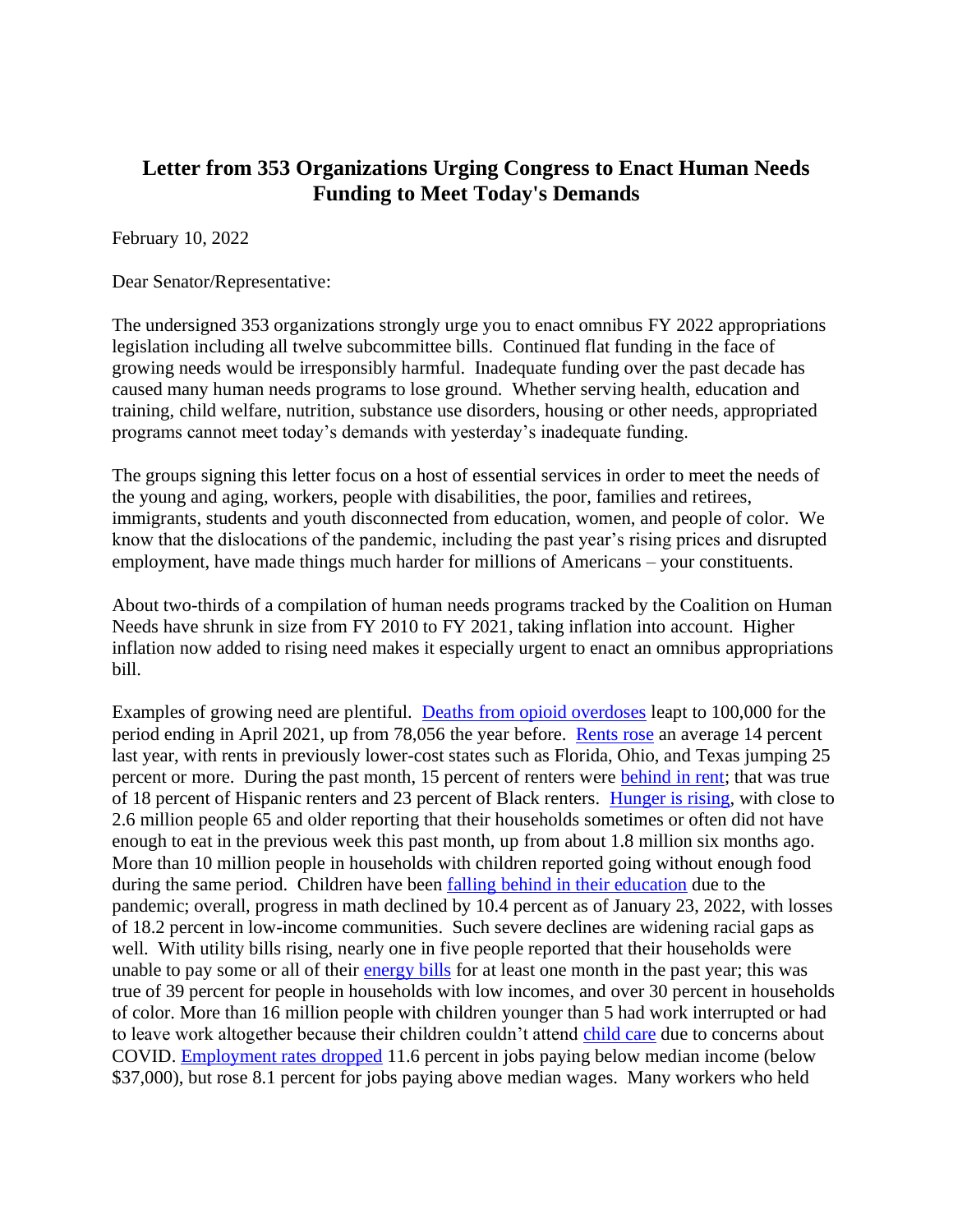# Letter from 353 Organizations Urging Congress to Enact Human Needs Funding to Meet Today's Demands

February 10, 2022

Dear Senator/Representative:

The undersigned 353 organizations strongly urge you to enact omnibus FY 2022 appropriations legislation including all twelve subcommittee bills. Continued flat funding in the face of growing needs would be irresponsibly harmful. Inadequate funding over the past decade has caused many human needs programs to lose ground. Whether serving health, education and training, child welfare, nutrition, substance use disorders, housing or other needs, appropriated programs cannot meet today's demands with yesterday's inadequate funding.

The groups signing this letter focus on a host of essential services in order to meet the needs of the young and aging, workers, people with disabilities, the poor, families and retirees, immigrants, students and youth disconnected from education, women, and people of color. We know that the dislocations of the pandemic, including the past year's rising prices and disrupted employment, have made things much harder for millions of Americans – your constituents.

About two-thirds of a compilation of human needs programs tracked by the Coalition on Human Needs have shrunk in size from FY 2010 to FY 2021, taking inflation into account. Higher inflation now added to rising need makes it especially urgent to enact an omnibus appropriations bill.

Examples of growing need are plentiful. Deaths from opioid overdoses leapt to 100,000 for the period ending in April 2021, up from 78,056 the year before. Rents rose an average 14 percent last year, with rents in previously lower-cost states such as Florida, Ohio, and Texas jumping 25 percent or more. During the past month, 15 percent of renters were behind in rent; that was true of 18 percent of Hispanic renters and 23 percent of Black renters. Hunger is rising, with close to 2.6 million people 65 and older reporting that their households sometimes or often did not have enough to eat in the previous week this past month, up from about 1.8 million six months ago. More than 10 million people in households with children reported going without enough food during the same period. Children have been falling behind in their education due to the pandemic; overall, progress in math declined by 10.4 percent as of January 23, 2022, with losses of 18.2 percent in low-income communities. Such severe declines are widening racial gaps as well. With utility bills rising, nearly one in five people reported that their households were unable to pay some or all of their energy bills for at least one month in the past year; this was true of 39 percent for people in households with low incomes, and over 30 percent in households of color. More than 16 million people with children younger than 5 had work interrupted or had to leave work altogether because their children couldn't attend child care due to concerns about COVID. Employment rates dropped 11.6 percent in jobs paying below median income (below $37,000), but rose 8.1 percent for jobs paying above median wages. Many workers who held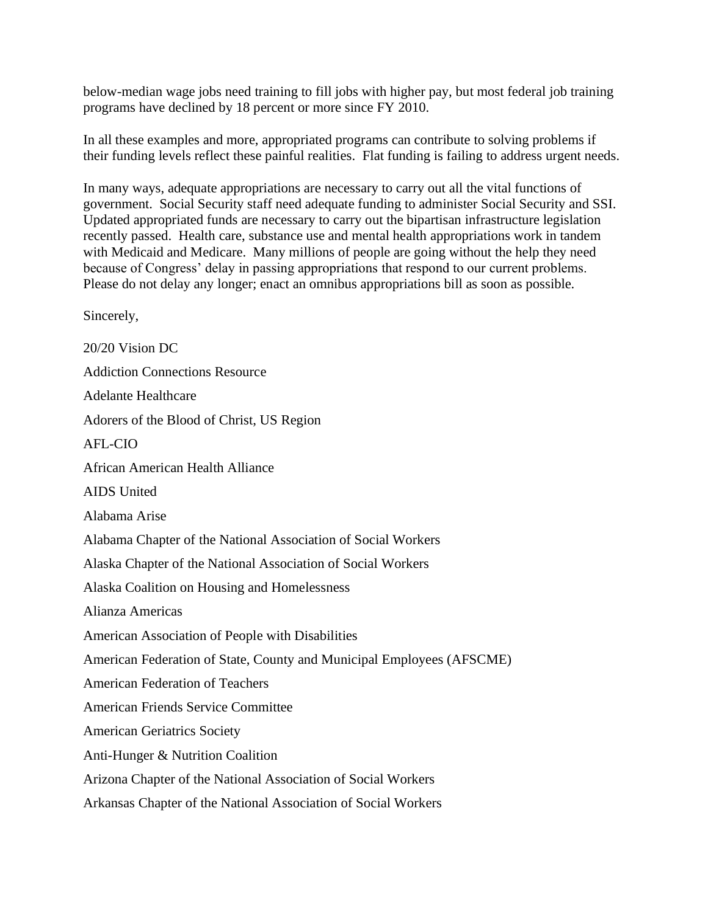below-median wage jobs need training to fill jobs with higher pay, but most federal job training programs have declined by 18 percent or more since FY 2010.

In all these examples and more, appropriated programs can contribute to solving problems if their funding levels reflect these painful realities. Flat funding is failing to address urgent needs.

In many ways, adequate appropriations are necessary to carry out all the vital functions of government. Social Security staff need adequate funding to administer Social Security and SSI. Updated appropriated funds are necessary to carry out the bipartisan infrastructure legislation recently passed. Health care, substance use and mental health appropriations work in tandem with Medicaid and Medicare. Many millions of people are going without the help they need because of Congress' delay in passing appropriations that respond to our current problems. Please do not delay any longer; enact an omnibus appropriations bill as soon as possible.

Sincerely,

20/20 Vision DC

Addiction Connections Resource

Adelante Healthcare

Adorers of the Blood of Christ, US Region

AFL-CIO

African American Health Alliance

AIDS United

Alabama Arise

Alabama Chapter of the National Association of Social Workers

Alaska Chapter of the National Association of Social Workers

Alaska Coalition on Housing and Homelessness

Alianza Americas

American Association of People with Disabilities

American Federation of State, County and Municipal Employees (AFSCME)

American Federation of Teachers

American Friends Service Committee

American Geriatrics Society

Anti-Hunger & Nutrition Coalition

Arizona Chapter of the National Association of Social Workers

Arkansas Chapter of the National Association of Social Workers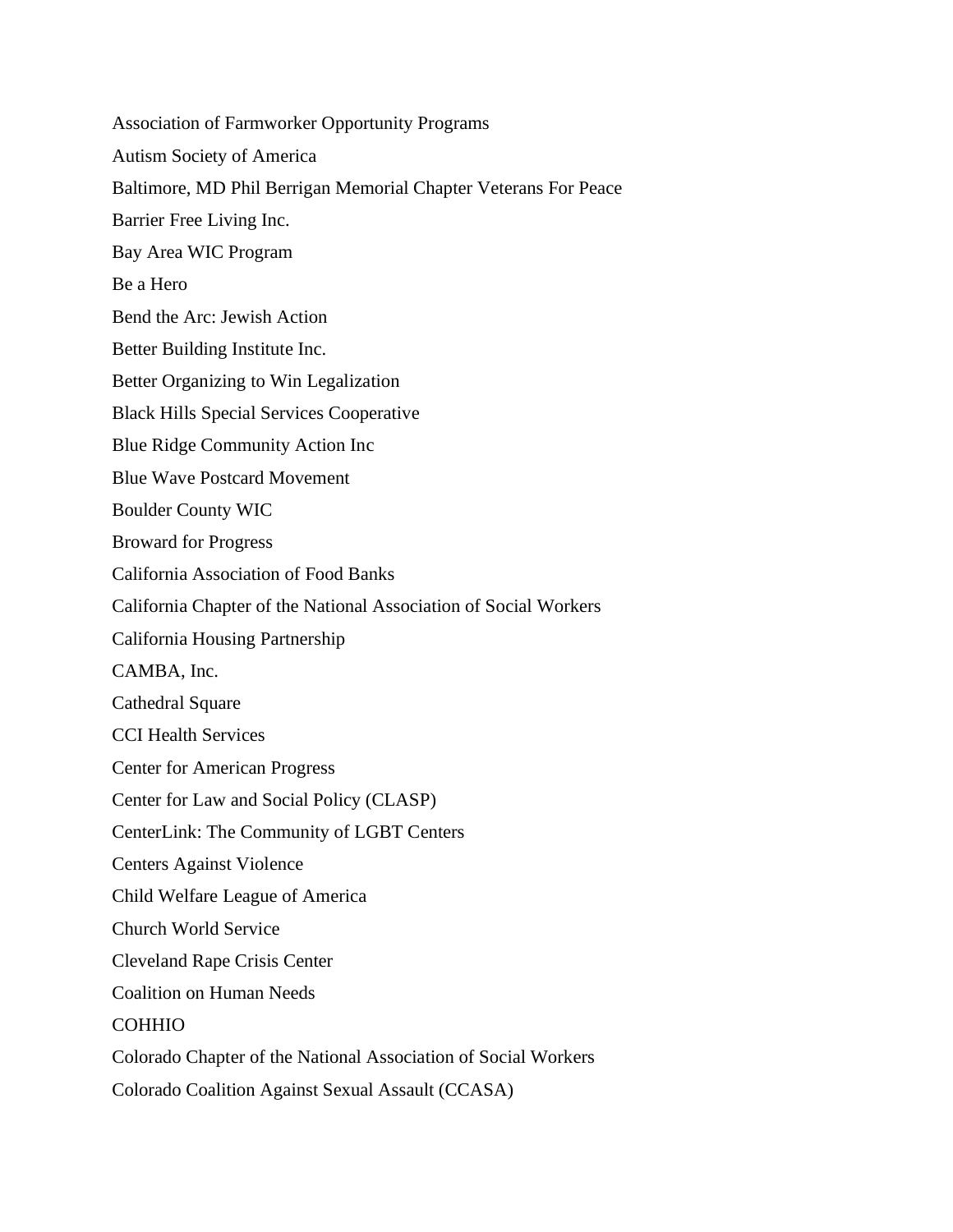Association of Farmworker Opportunity Programs

Autism Society of America

Baltimore, MD Phil Berrigan Memorial Chapter Veterans For Peace

Barrier Free Living Inc.

Bay Area WIC Program

Be a Hero

Bend the Arc: Jewish Action

Better Building Institute Inc.

Better Organizing to Win Legalization

Black Hills Special Services Cooperative

Blue Ridge Community Action Inc

Blue Wave Postcard Movement

Boulder County WIC

Broward for Progress

California Association of Food Banks

California Chapter of the National Association of Social Workers

California Housing Partnership

CAMBA, Inc.

Cathedral Square

CCI Health Services

Center for American Progress

Center for Law and Social Policy (CLASP)

CenterLink: The Community of LGBT Centers

Centers Against Violence

Child Welfare League of America

Church World Service

Cleveland Rape Crisis Center

Coalition on Human Needs

COHHIO

Colorado Chapter of the National Association of Social Workers

Colorado Coalition Against Sexual Assault (CCASA)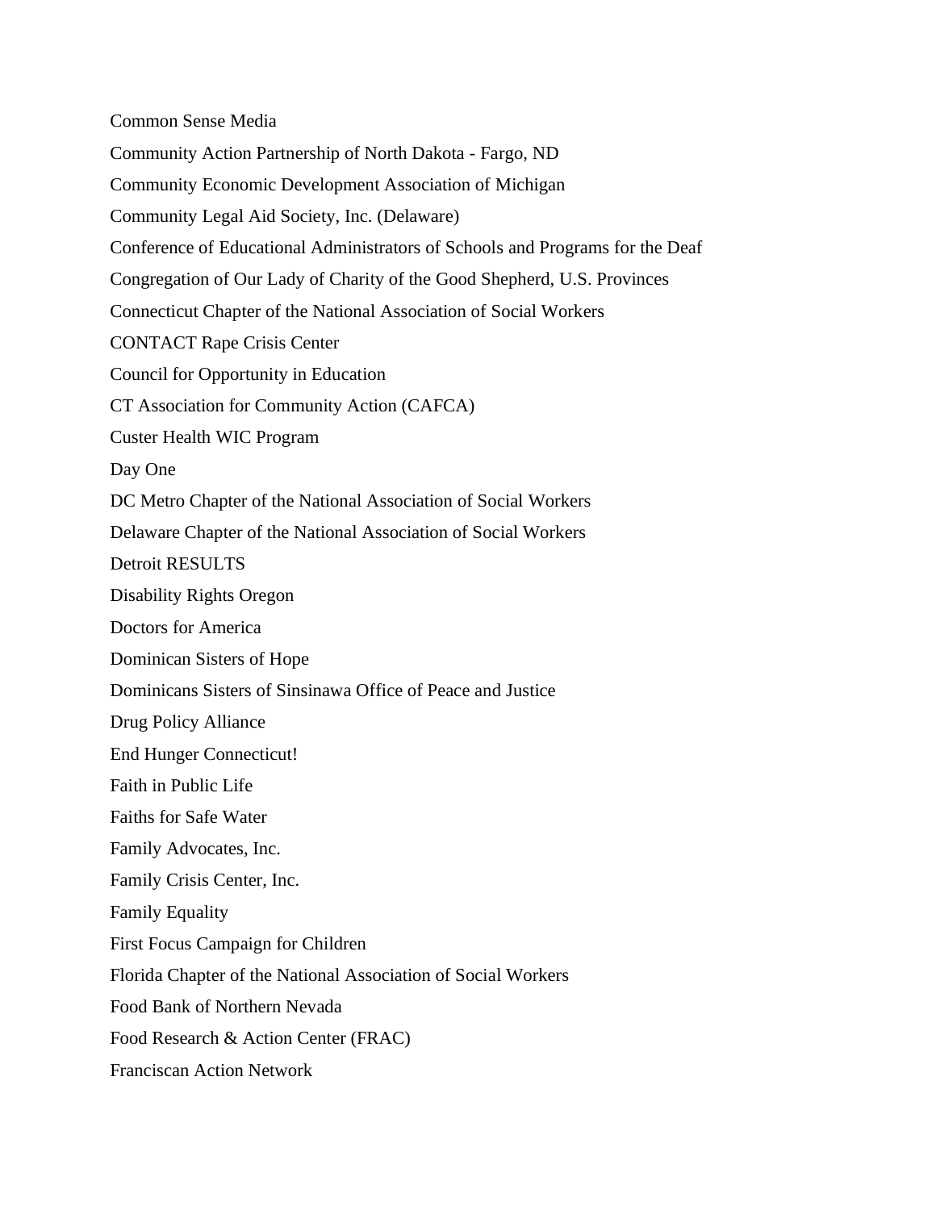Common Sense Media

Community Action Partnership of North Dakota - Fargo, ND

Community Economic Development Association of Michigan

Community Legal Aid Society, Inc. (Delaware)

Conference of Educational Administrators of Schools and Programs for the Deaf

Congregation of Our Lady of Charity of the Good Shepherd, U.S. Provinces

Connecticut Chapter of the National Association of Social Workers

CONTACT Rape Crisis Center

Council for Opportunity in Education

CT Association for Community Action (CAFCA)

Custer Health WIC Program

Day One

DC Metro Chapter of the National Association of Social Workers

Delaware Chapter of the National Association of Social Workers

Detroit RESULTS

Disability Rights Oregon

Doctors for America

Dominican Sisters of Hope

Dominicans Sisters of Sinsinawa Office of Peace and Justice

Drug Policy Alliance

End Hunger Connecticut!

Faith in Public Life

Faiths for Safe Water

Family Advocates, Inc.

Family Crisis Center, Inc.

Family Equality

First Focus Campaign for Children

Florida Chapter of the National Association of Social Workers

Food Bank of Northern Nevada

Food Research & Action Center (FRAC)

Franciscan Action Network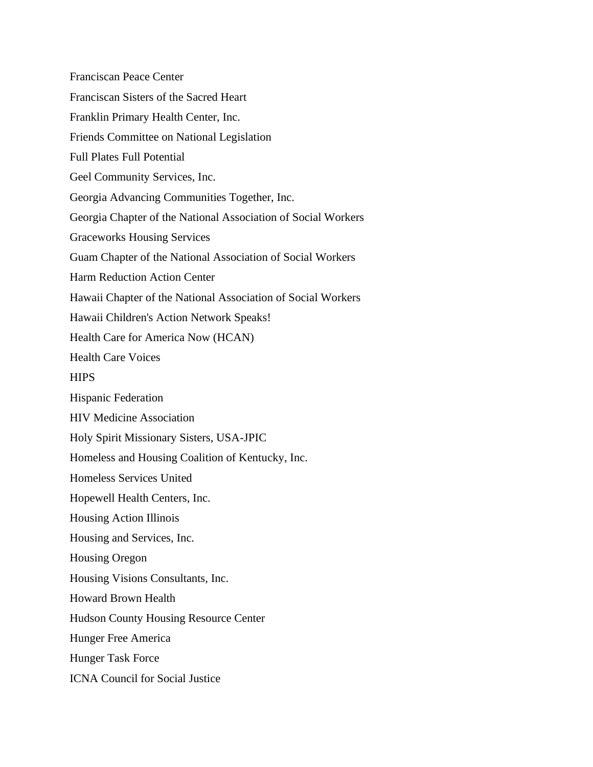Franciscan Peace Center

Franciscan Sisters of the Sacred Heart

Franklin Primary Health Center, Inc.

Friends Committee on National Legislation

Full Plates Full Potential

Geel Community Services, Inc.

Georgia Advancing Communities Together, Inc.

Georgia Chapter of the National Association of Social Workers

Graceworks Housing Services

Guam Chapter of the National Association of Social Workers

Harm Reduction Action Center

Hawaii Chapter of the National Association of Social Workers

Hawaii Children's Action Network Speaks!

Health Care for America Now (HCAN)

Health Care Voices

HIPS

Hispanic Federation

HIV Medicine Association

Holy Spirit Missionary Sisters, USA-JPIC

Homeless and Housing Coalition of Kentucky, Inc.

Homeless Services United

Hopewell Health Centers, Inc.

Housing Action Illinois

Housing and Services, Inc.

Housing Oregon

Housing Visions Consultants, Inc.

Howard Brown Health

Hudson County Housing Resource Center

Hunger Free America

Hunger Task Force

ICNA Council for Social Justice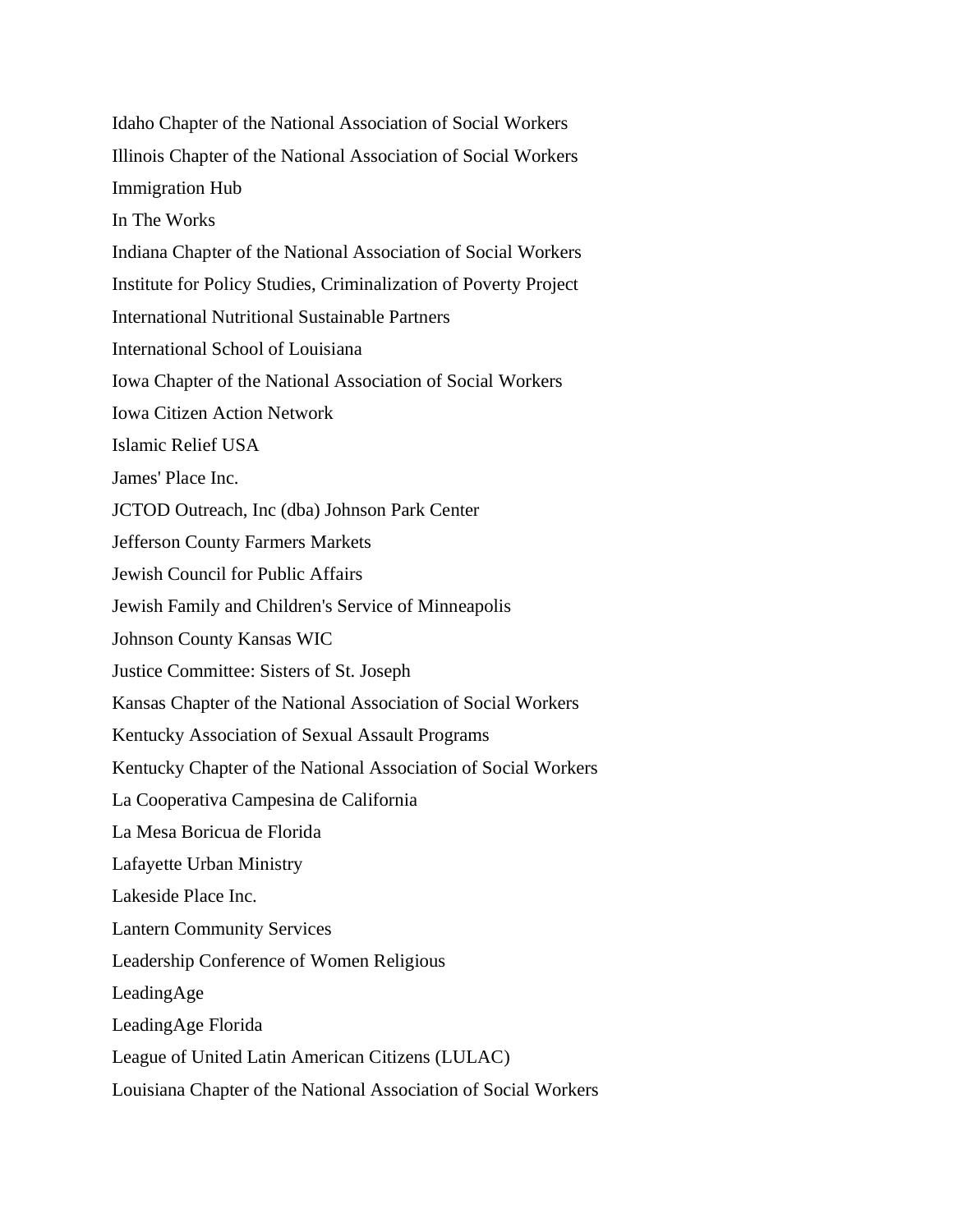Idaho Chapter of the National Association of Social Workers

Illinois Chapter of the National Association of Social Workers

Immigration Hub

In The Works

Indiana Chapter of the National Association of Social Workers

Institute for Policy Studies, Criminalization of Poverty Project

International Nutritional Sustainable Partners

International School of Louisiana

Iowa Chapter of the National Association of Social Workers

Iowa Citizen Action Network

Islamic Relief USA

James' Place Inc.

JCTOD Outreach, Inc (dba) Johnson Park Center

Jefferson County Farmers Markets

Jewish Council for Public Affairs

Jewish Family and Children's Service of Minneapolis

Johnson County Kansas WIC

Justice Committee: Sisters of St. Joseph

Kansas Chapter of the National Association of Social Workers

Kentucky Association of Sexual Assault Programs

Kentucky Chapter of the National Association of Social Workers

La Cooperativa Campesina de California

La Mesa Boricua de Florida

Lafayette Urban Ministry

Lakeside Place Inc.

Lantern Community Services

Leadership Conference of Women Religious

LeadingAge

LeadingAge Florida

League of United Latin American Citizens (LULAC)

Louisiana Chapter of the National Association of Social Workers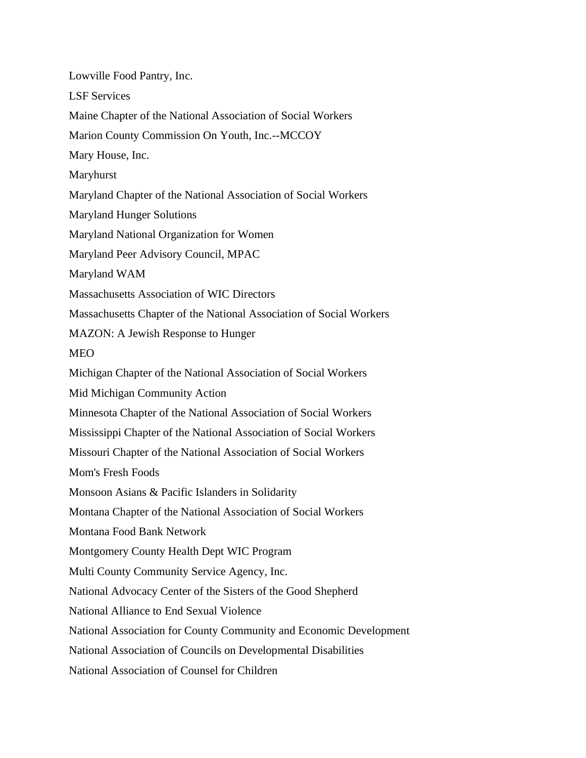Lowville Food Pantry, Inc.

LSF Services

Maine Chapter of the National Association of Social Workers

Marion County Commission On Youth, Inc.--MCCOY

Mary House, Inc.

Maryhurst

Maryland Chapter of the National Association of Social Workers

Maryland Hunger Solutions

Maryland National Organization for Women

Maryland Peer Advisory Council, MPAC

Maryland WAM

Massachusetts Association of WIC Directors

Massachusetts Chapter of the National Association of Social Workers

MAZON: A Jewish Response to Hunger

MEO

Michigan Chapter of the National Association of Social Workers

Mid Michigan Community Action

Minnesota Chapter of the National Association of Social Workers

Mississippi Chapter of the National Association of Social Workers

Missouri Chapter of the National Association of Social Workers

Mom's Fresh Foods

Monsoon Asians & Pacific Islanders in Solidarity

Montana Chapter of the National Association of Social Workers

Montana Food Bank Network

Montgomery County Health Dept WIC Program

Multi County Community Service Agency, Inc.

National Advocacy Center of the Sisters of the Good Shepherd

National Alliance to End Sexual Violence

National Association for County Community and Economic Development

National Association of Councils on Developmental Disabilities

National Association of Counsel for Children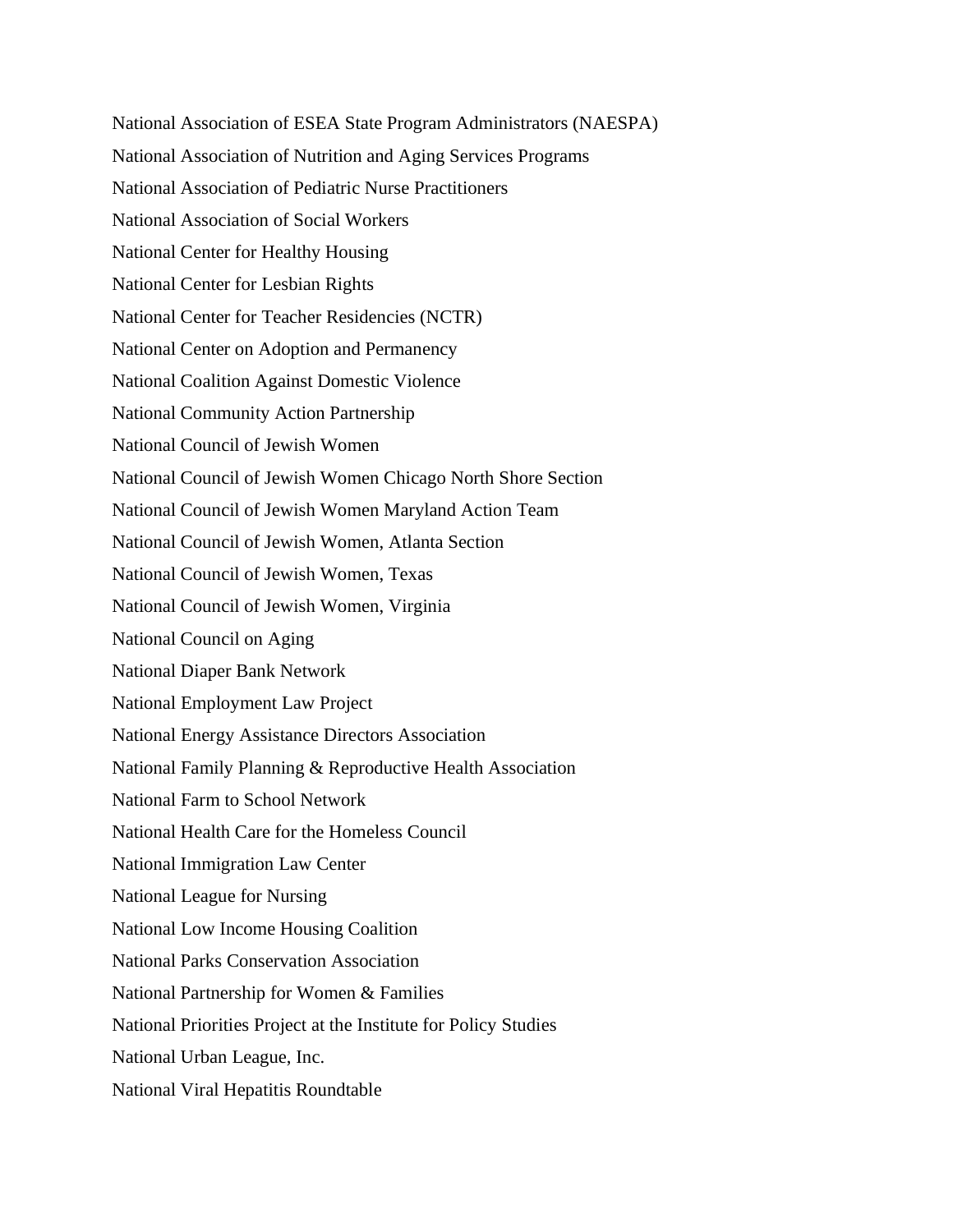National Association of ESEA State Program Administrators (NAESPA)

National Association of Nutrition and Aging Services Programs

National Association of Pediatric Nurse Practitioners

National Association of Social Workers

National Center for Healthy Housing

National Center for Lesbian Rights

National Center for Teacher Residencies (NCTR)

National Center on Adoption and Permanency

National Coalition Against Domestic Violence

National Community Action Partnership

National Council of Jewish Women

National Council of Jewish Women Chicago North Shore Section

National Council of Jewish Women Maryland Action Team

National Council of Jewish Women, Atlanta Section

National Council of Jewish Women, Texas

National Council of Jewish Women, Virginia

National Council on Aging

National Diaper Bank Network

National Employment Law Project

National Energy Assistance Directors Association

National Family Planning & Reproductive Health Association

National Farm to School Network

National Health Care for the Homeless Council

National Immigration Law Center

National League for Nursing

National Low Income Housing Coalition

National Parks Conservation Association

National Partnership for Women & Families

National Priorities Project at the Institute for Policy Studies

National Urban League, Inc.

National Viral Hepatitis Roundtable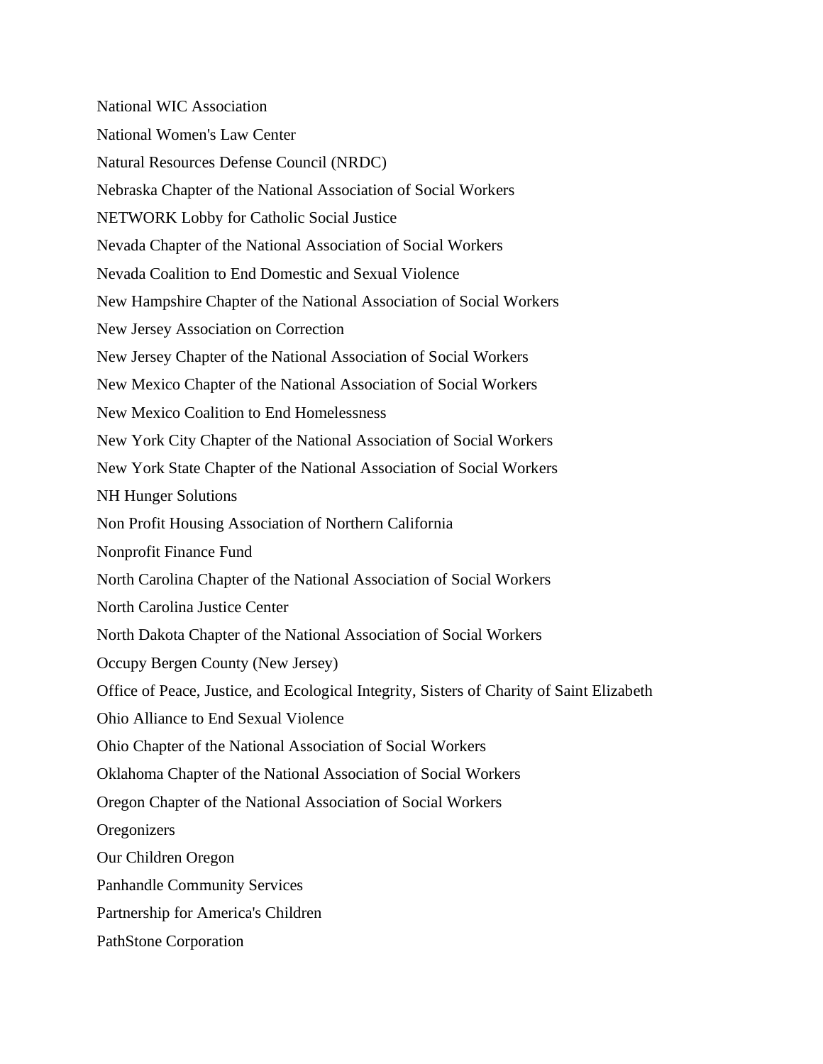National WIC Association

National Women's Law Center

Natural Resources Defense Council (NRDC)

Nebraska Chapter of the National Association of Social Workers

NETWORK Lobby for Catholic Social Justice

Nevada Chapter of the National Association of Social Workers

Nevada Coalition to End Domestic and Sexual Violence

New Hampshire Chapter of the National Association of Social Workers

New Jersey Association on Correction

New Jersey Chapter of the National Association of Social Workers

New Mexico Chapter of the National Association of Social Workers

New Mexico Coalition to End Homelessness

New York City Chapter of the National Association of Social Workers

New York State Chapter of the National Association of Social Workers

NH Hunger Solutions

Non Profit Housing Association of Northern California

Nonprofit Finance Fund

North Carolina Chapter of the National Association of Social Workers

North Carolina Justice Center

North Dakota Chapter of the National Association of Social Workers

Occupy Bergen County (New Jersey)

Office of Peace, Justice, and Ecological Integrity, Sisters of Charity of Saint Elizabeth

Ohio Alliance to End Sexual Violence

Ohio Chapter of the National Association of Social Workers

Oklahoma Chapter of the National Association of Social Workers

Oregon Chapter of the National Association of Social Workers

Oregonizers

Our Children Oregon

Panhandle Community Services

Partnership for America's Children

PathStone Corporation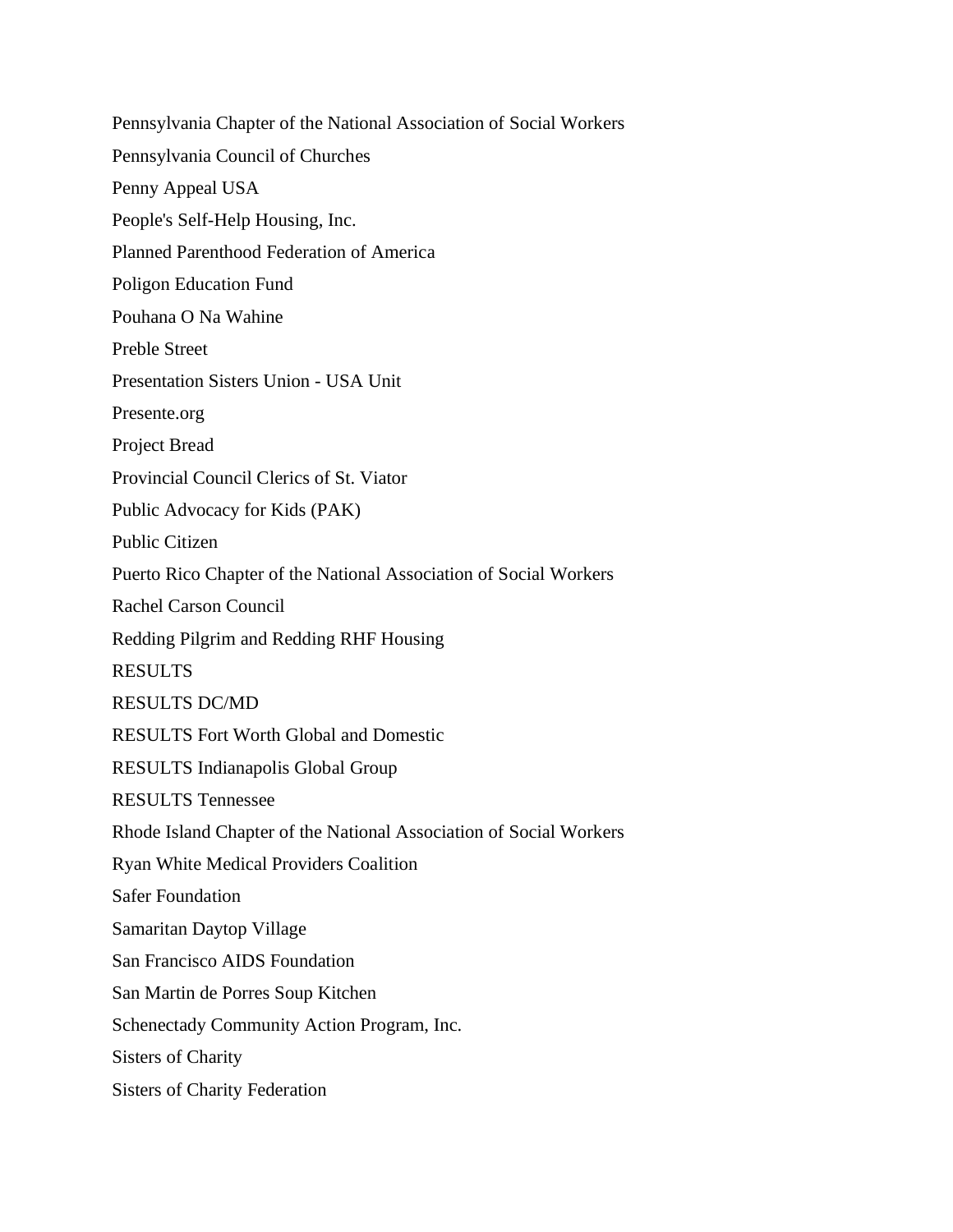Pennsylvania Chapter of the National Association of Social Workers

Pennsylvania Council of Churches

Penny Appeal USA

People's Self-Help Housing, Inc.

Planned Parenthood Federation of America

Poligon Education Fund

Pouhana O Na Wahine

Preble Street

Presentation Sisters Union - USA Unit

Presente.org

Project Bread

Provincial Council Clerics of St. Viator

Public Advocacy for Kids (PAK)

Public Citizen

Puerto Rico Chapter of the National Association of Social Workers

Rachel Carson Council

Redding Pilgrim and Redding RHF Housing

RESULTS

RESULTS DC/MD

RESULTS Fort Worth Global and Domestic

RESULTS Indianapolis Global Group

RESULTS Tennessee

Rhode Island Chapter of the National Association of Social Workers

Ryan White Medical Providers Coalition

Safer Foundation

Samaritan Daytop Village

San Francisco AIDS Foundation

San Martin de Porres Soup Kitchen

Schenectady Community Action Program, Inc.

Sisters of Charity

Sisters of Charity Federation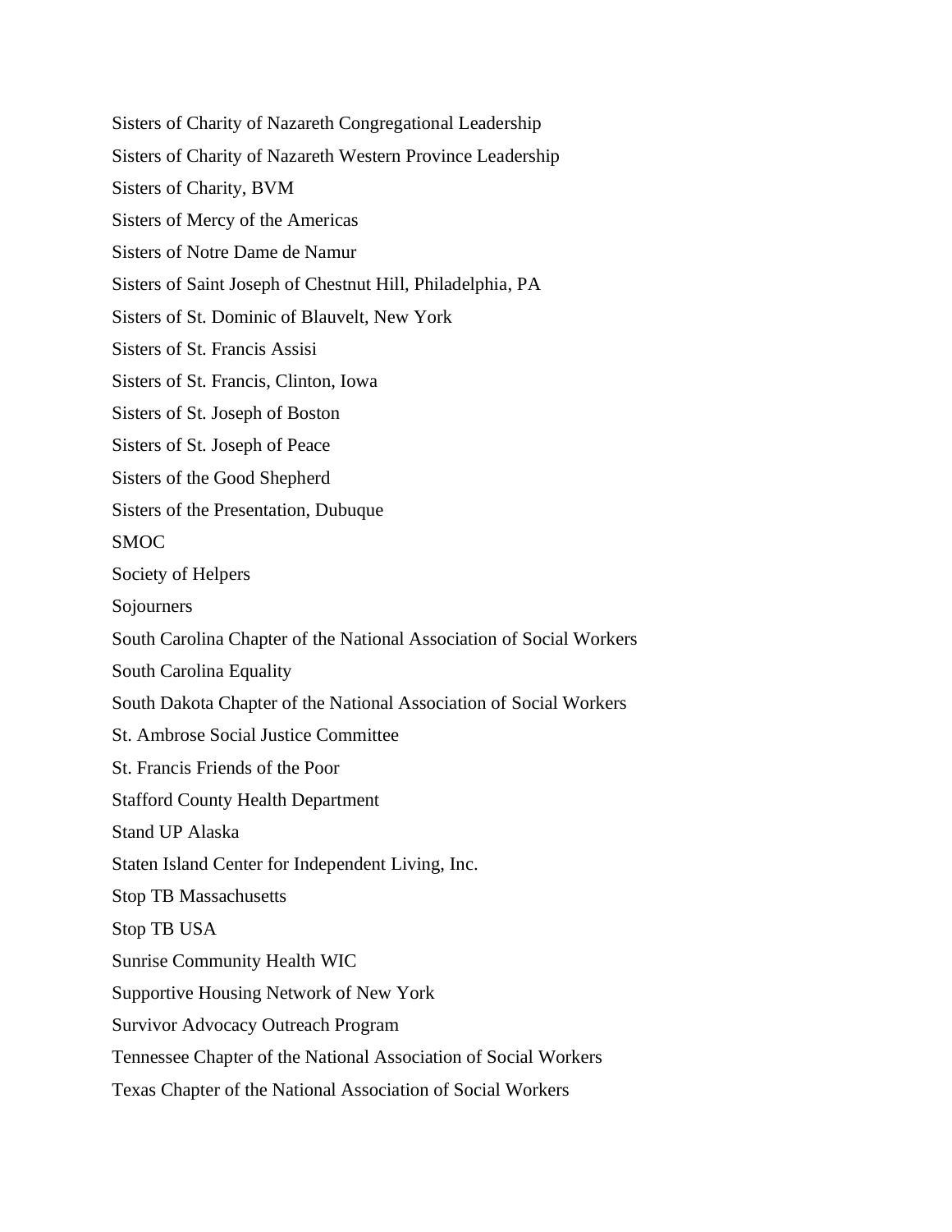Sisters of Charity of Nazareth Congregational Leadership

Sisters of Charity of Nazareth Western Province Leadership

Sisters of Charity, BVM

Sisters of Mercy of the Americas

Sisters of Notre Dame de Namur

Sisters of Saint Joseph of Chestnut Hill, Philadelphia, PA

Sisters of St. Dominic of Blauvelt, New York

Sisters of St. Francis Assisi

Sisters of St. Francis, Clinton, Iowa

Sisters of St. Joseph of Boston

Sisters of St. Joseph of Peace

Sisters of the Good Shepherd

Sisters of the Presentation, Dubuque

SMOC

Society of Helpers

Sojourners

South Carolina Chapter of the National Association of Social Workers

South Carolina Equality

South Dakota Chapter of the National Association of Social Workers

St. Ambrose Social Justice Committee

St. Francis Friends of the Poor

Stafford County Health Department

Stand UP Alaska

Staten Island Center for Independent Living, Inc.

Stop TB Massachusetts

Stop TB USA

Sunrise Community Health WIC

Supportive Housing Network of New York

Survivor Advocacy Outreach Program

Tennessee Chapter of the National Association of Social Workers

Texas Chapter of the National Association of Social Workers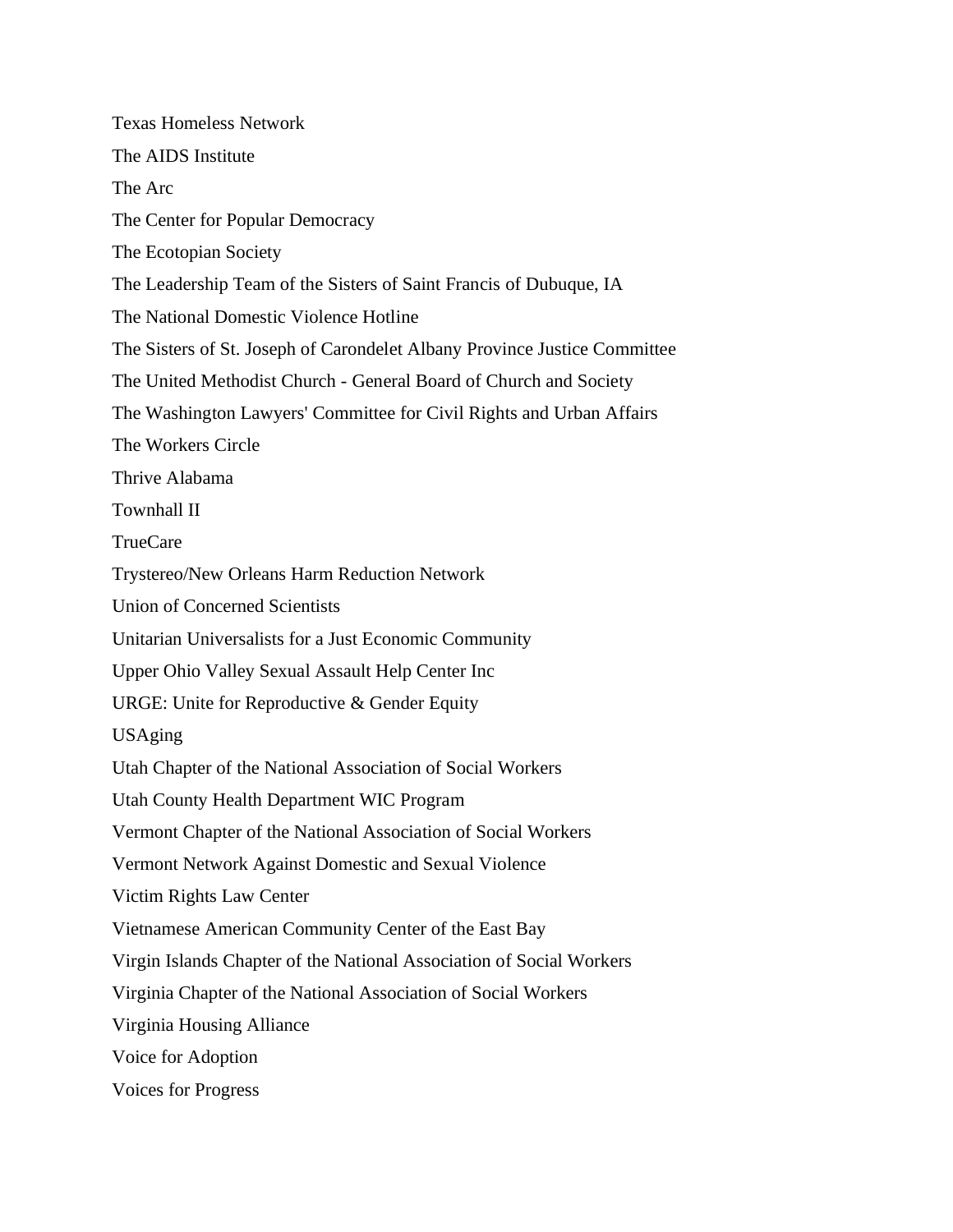Texas Homeless Network

The AIDS Institute

The Arc

The Center for Popular Democracy

The Ecotopian Society

The Leadership Team of the Sisters of Saint Francis of Dubuque, IA

The National Domestic Violence Hotline

The Sisters of St. Joseph of Carondelet Albany Province Justice Committee

The United Methodist Church - General Board of Church and Society

The Washington Lawyers' Committee for Civil Rights and Urban Affairs

The Workers Circle

Thrive Alabama

Townhall II

TrueCare

Trystereo/New Orleans Harm Reduction Network

Union of Concerned Scientists

Unitarian Universalists for a Just Economic Community

Upper Ohio Valley Sexual Assault Help Center Inc

URGE: Unite for Reproductive & Gender Equity

USAging

Utah Chapter of the National Association of Social Workers

Utah County Health Department WIC Program

Vermont Chapter of the National Association of Social Workers

Vermont Network Against Domestic and Sexual Violence

Victim Rights Law Center

Vietnamese American Community Center of the East Bay

Virgin Islands Chapter of the National Association of Social Workers

Virginia Chapter of the National Association of Social Workers

Virginia Housing Alliance

Voice for Adoption

Voices for Progress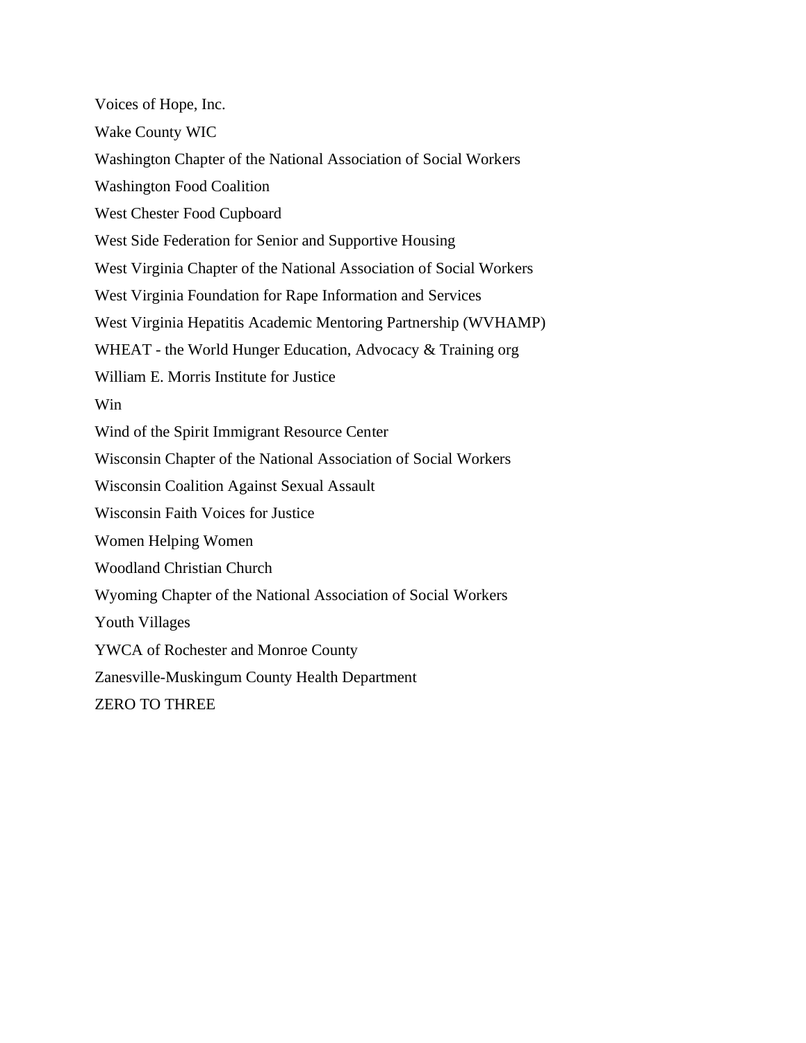Voices of Hope, Inc.

Wake County WIC

Washington Chapter of the National Association of Social Workers

Washington Food Coalition

West Chester Food Cupboard

West Side Federation for Senior and Supportive Housing

West Virginia Chapter of the National Association of Social Workers

West Virginia Foundation for Rape Information and Services

West Virginia Hepatitis Academic Mentoring Partnership (WVHAMP)

WHEAT - the World Hunger Education, Advocacy & Training org

William E. Morris Institute for Justice

Win

Wind of the Spirit Immigrant Resource Center

Wisconsin Chapter of the National Association of Social Workers

Wisconsin Coalition Against Sexual Assault

Wisconsin Faith Voices for Justice

Women Helping Women

Woodland Christian Church

Wyoming Chapter of the National Association of Social Workers

Youth Villages

YWCA of Rochester and Monroe County

Zanesville-Muskingum County Health Department

ZERO TO THREE